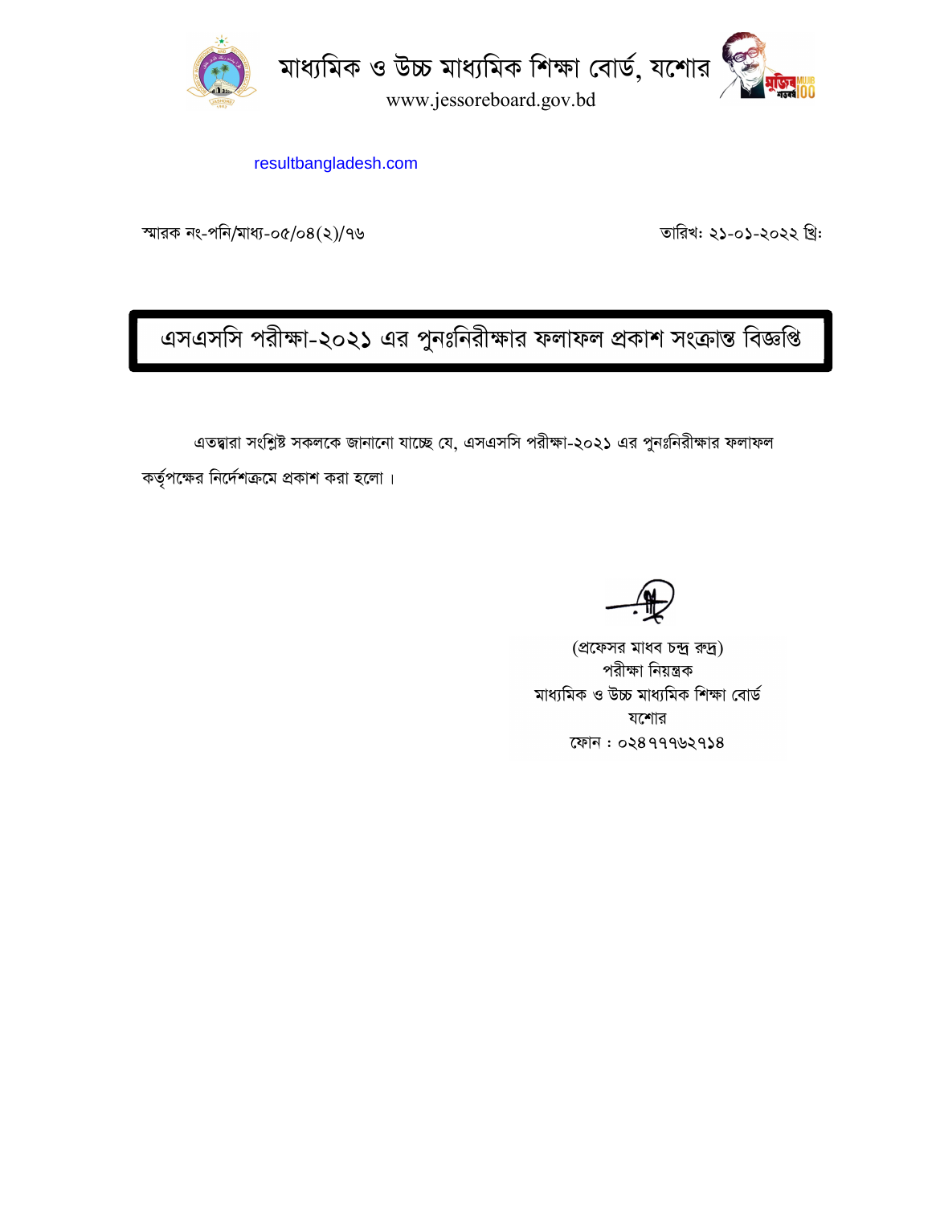# মাধ্যমিক ও উচ্চ মাধ্যমিক শিক্ষা বোর্ড, যশোর

www.jessoreboard.gov.bd

resultbangladesh.com

স্মারক নং-পনি/মাধ্য-০৫/০৪(২)/৭৬

তারিখ: ২১-০১-২০২২ খ্রিঃ

## এসএসসি পরীক্ষা-২০২১ এর পুনঃনিরীক্ষার ফলাফল প্রকাশ সংক্রান্ত বিজ্ঞপ্তি

এতদ্বারা সংশ্লিষ্ট সকলকে জানানো যাচ্ছে যে, এসএসসি পরীক্ষা-২০২১ এর পুনঃনিরীক্ষার ফলাফল কর্তৃপক্ষের নির্দেশক্রমে প্রকাশ করা হলো ।

(প্রফেসর মাধব চন্দ্র রুদ্র)
পরীক্ষা নিয়ন্ত্রক
মাধ্যমিক ও উচ্চ মাধ্যমিক শিক্ষা বোর্ড
যশোর
ফোন : ০২৪৭৭৭৬২৭১৪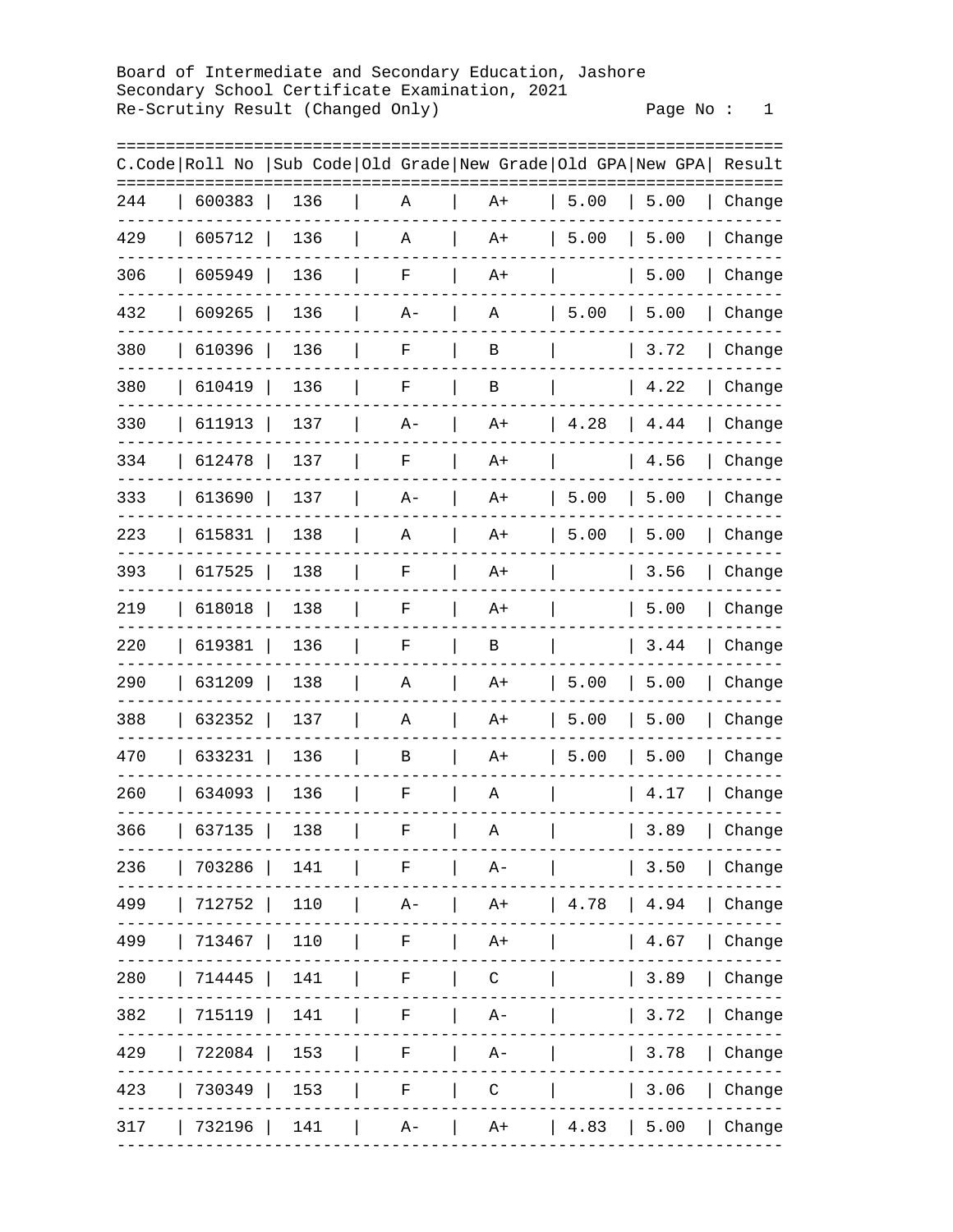Board of Intermediate and Secondary Education, Jashore
Secondary School Certificate Examination, 2021
Re-Scrutiny Result (Changed Only)

| C.Code | Roll No | Sub Code | Old Grade | New Grade | Old GPA | New GPA | Result |
|---|---|---|---|---|---|---|---|
| 244 | 600383 | 136 | A | A+ | 5.00 | 5.00 | Change |
| 429 | 605712 | 136 | A | A+ | 5.00 | 5.00 | Change |
| 306 | 605949 | 136 | F | A+ | | 5.00 | Change |
| 432 | 609265 | 136 | A- | A | 5.00 | 5.00 | Change |
| 380 | 610396 | 136 | F | B | | 3.72 | Change |
| 380 | 610419 | 136 | F | B | | 4.22 | Change |
| 330 | 611913 | 137 | A- | A+ | 4.28 | 4.44 | Change |
| 334 | 612478 | 137 | F | A+ | | 4.56 | Change |
| 333 | 613690 | 137 | A- | A+ | 5.00 | 5.00 | Change |
| 223 | 615831 | 138 | A | A+ | 5.00 | 5.00 | Change |
| 393 | 617525 | 138 | F | A+ | | 3.56 | Change |
| 219 | 618018 | 138 | F | A+ | | 5.00 | Change |
| 220 | 619381 | 136 | F | B | | 3.44 | Change |
| 290 | 631209 | 138 | A | A+ | 5.00 | 5.00 | Change |
| 388 | 632352 | 137 | A | A+ | 5.00 | 5.00 | Change |
| 470 | 633231 | 136 | B | A+ | 5.00 | 5.00 | Change |
| 260 | 634093 | 136 | F | A | | 4.17 | Change |
| 366 | 637135 | 138 | F | A | | 3.89 | Change |
| 236 | 703286 | 141 | F | A- | | 3.50 | Change |
| 499 | 712752 | 110 | A- | A+ | 4.78 | 4.94 | Change |
| 499 | 713467 | 110 | F | A+ | | 4.67 | Change |
| 280 | 714445 | 141 | F | C | | 3.89 | Change |
| 382 | 715119 | 141 | F | A- | | 3.72 | Change |
| 429 | 722084 | 153 | F | A- | | 3.78 | Change |
| 423 | 730349 | 153 | F | C | | 3.06 | Change |
| 317 | 732196 | 141 | A- | A+ | 4.83 | 5.00 | Change |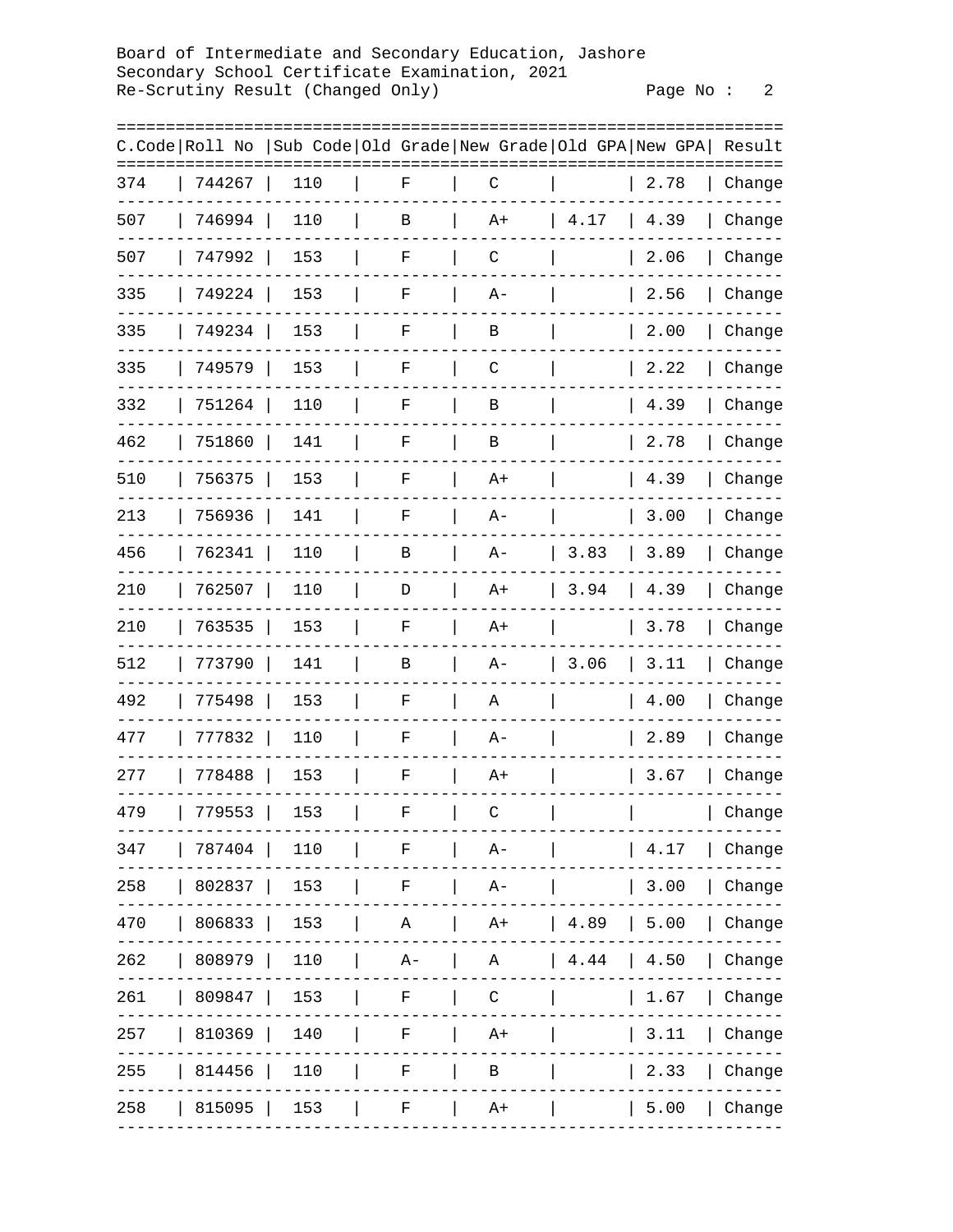Board of Intermediate and Secondary Education, Jashore
Secondary School Certificate Examination, 2021
Re-Scrutiny Result (Changed Only)

| C.Code | Roll No | Sub Code | Old Grade | New Grade | Old GPA | New GPA | Result |
|---|---|---|---|---|---|---|---|
| 374 | 744267 | 110 | F | C | | 2.78 | Change |
| 507 | 746994 | 110 | B | A+ | 4.17 | 4.39 | Change |
| 507 | 747992 | 153 | F | C | | 2.06 | Change |
| 335 | 749224 | 153 | F | A- | | 2.56 | Change |
| 335 | 749234 | 153 | F | B | | 2.00 | Change |
| 335 | 749579 | 153 | F | C | | 2.22 | Change |
| 332 | 751264 | 110 | F | B | | 4.39 | Change |
| 462 | 751860 | 141 | F | B | | 2.78 | Change |
| 510 | 756375 | 153 | F | A+ | | 4.39 | Change |
| 213 | 756936 | 141 | F | A- | | 3.00 | Change |
| 456 | 762341 | 110 | B | A- | 3.83 | 3.89 | Change |
| 210 | 762507 | 110 | D | A+ | 3.94 | 4.39 | Change |
| 210 | 763535 | 153 | F | A+ | | 3.78 | Change |
| 512 | 773790 | 141 | B | A- | 3.06 | 3.11 | Change |
| 492 | 775498 | 153 | F | A | | 4.00 | Change |
| 477 | 777832 | 110 | F | A- | | 2.89 | Change |
| 277 | 778488 | 153 | F | A+ | | 3.67 | Change |
| 479 | 779553 | 153 | F | C | | | Change |
| 347 | 787404 | 110 | F | A- | | 4.17 | Change |
| 258 | 802837 | 153 | F | A- | | 3.00 | Change |
| 470 | 806833 | 153 | A | A+ | 4.89 | 5.00 | Change |
| 262 | 808979 | 110 | A- | A | 4.44 | 4.50 | Change |
| 261 | 809847 | 153 | F | C | | 1.67 | Change |
| 257 | 810369 | 140 | F | A+ | | 3.11 | Change |
| 255 | 814456 | 110 | F | B | | 2.33 | Change |
| 258 | 815095 | 153 | F | A+ | | 5.00 | Change |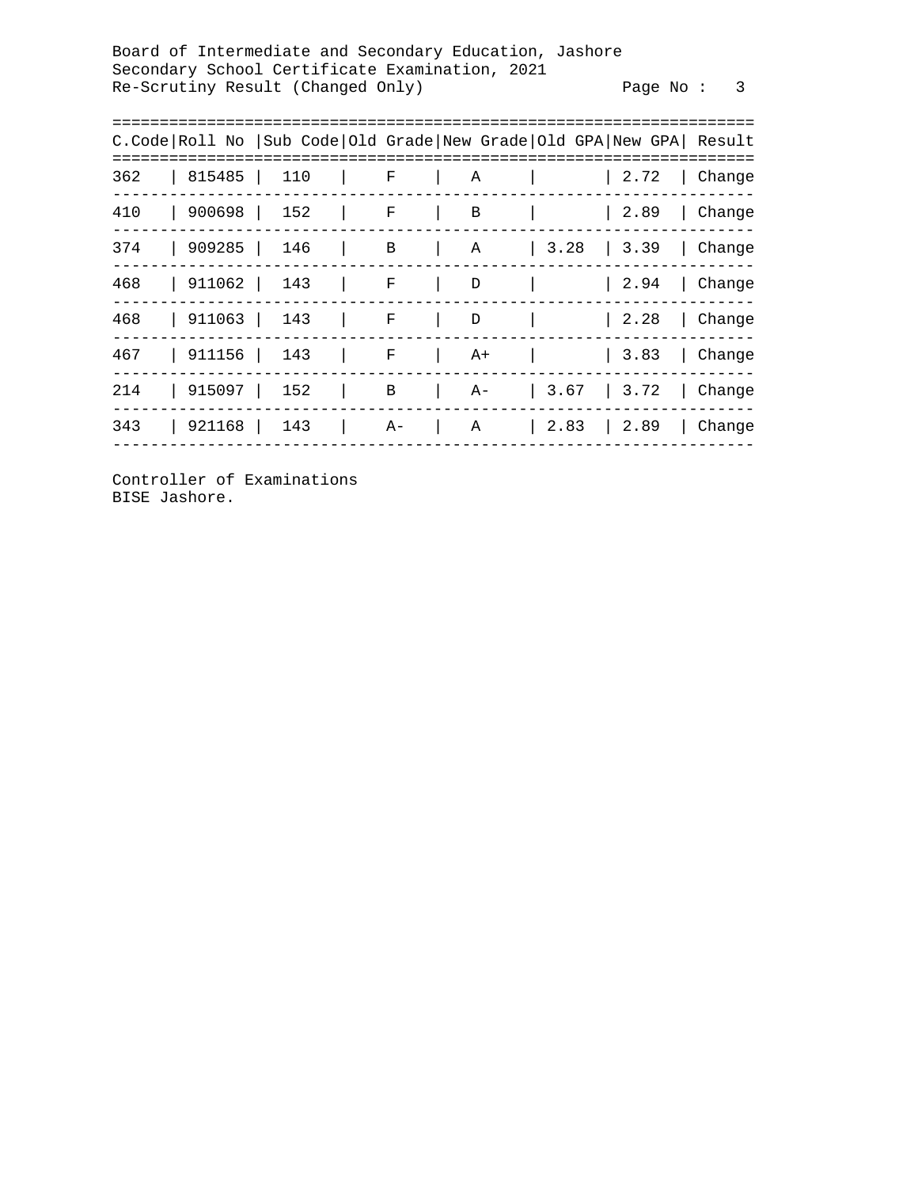Board of Intermediate and Secondary Education, Jashore
Secondary School Certificate Examination, 2021
Re-Scrutiny Result (Changed Only)

| C.Code | Roll No | Sub Code | Old Grade | New Grade | Old GPA | New GPA | Result |
|---|---|---|---|---|---|---|---|
| 362 | 815485 | 110 | F | A | | 2.72 | Change |
| 410 | 900698 | 152 | F | B | | 2.89 | Change |
| 374 | 909285 | 146 | B | A | 3.28 | 3.39 | Change |
| 468 | 911062 | 143 | F | D | | 2.94 | Change |
| 468 | 911063 | 143 | F | D | | 2.28 | Change |
| 467 | 911156 | 143 | F | A+ | | 3.83 | Change |
| 214 | 915097 | 152 | B | A- | 3.67 | 3.72 | Change |
| 343 | 921168 | 143 | A- | A | 2.83 | 2.89 | Change |

Controller of Examinations
BISE Jashore.